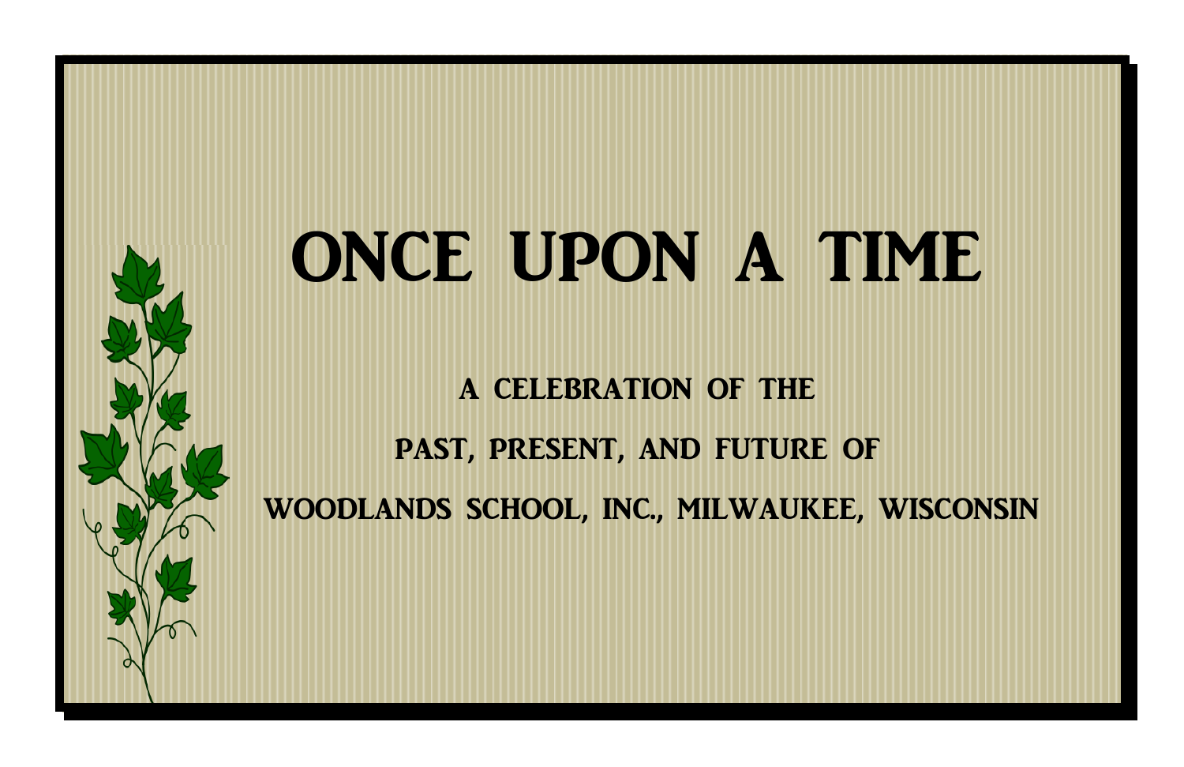# ONCE UPON A TIME

A CELEBRATION OF THE

PAST, PRESENT, AND FUTURE OF

WOODLANDS SCHOOL, INC., MILWAUKEE, WISCONSIN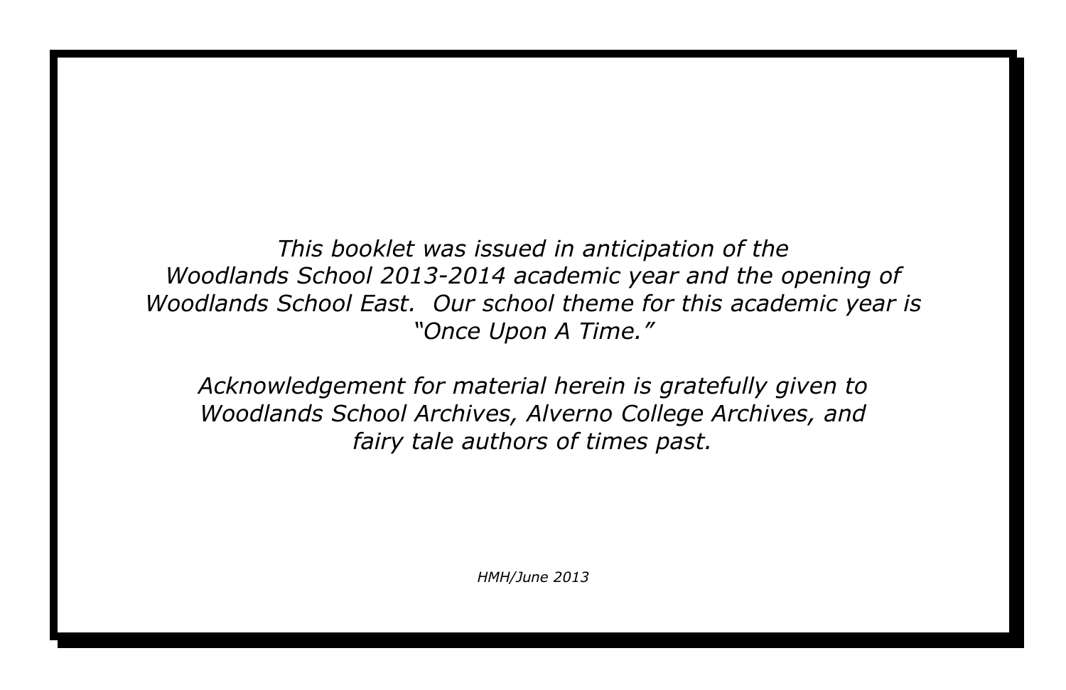*This booklet was issued in anticipation of the Woodlands School 2013-2014 academic year and the opening of Woodlands School East. Our school theme for this academic year is "Once Upon A Time."*

*Acknowledgement for material herein is gratefully given to Woodlands School Archives, Alverno College Archives, and fairy tale authors of times past.*

*HMH/June 2013*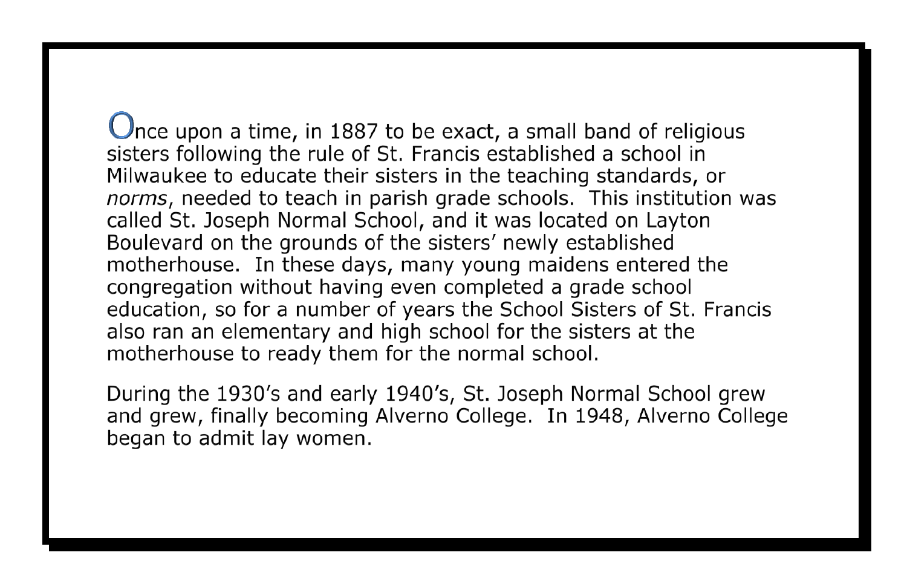Once upon a time, in 1887 to be exact, a small band of religious sisters following the rule of St. Francis established a school in Milwaukee to educate their sisters in the teaching standards, or *norms*, needed to teach in parish grade schools. This institution was called St. Joseph Normal School, and it was located on Layton Boulevard on the grounds of the sisters' newly established motherhouse. In these days, many young maidens entered the congregation without having even completed a grade school education, so for a number of years the School Sisters of St. Francis also ran an elementary and high school for the sisters at the motherhouse to ready them for the normal school.

During the 1930's and early 1940's, St. Joseph Normal School grew and grew, finally becoming Alverno College. In 1948, Alverno College began to admit lay women.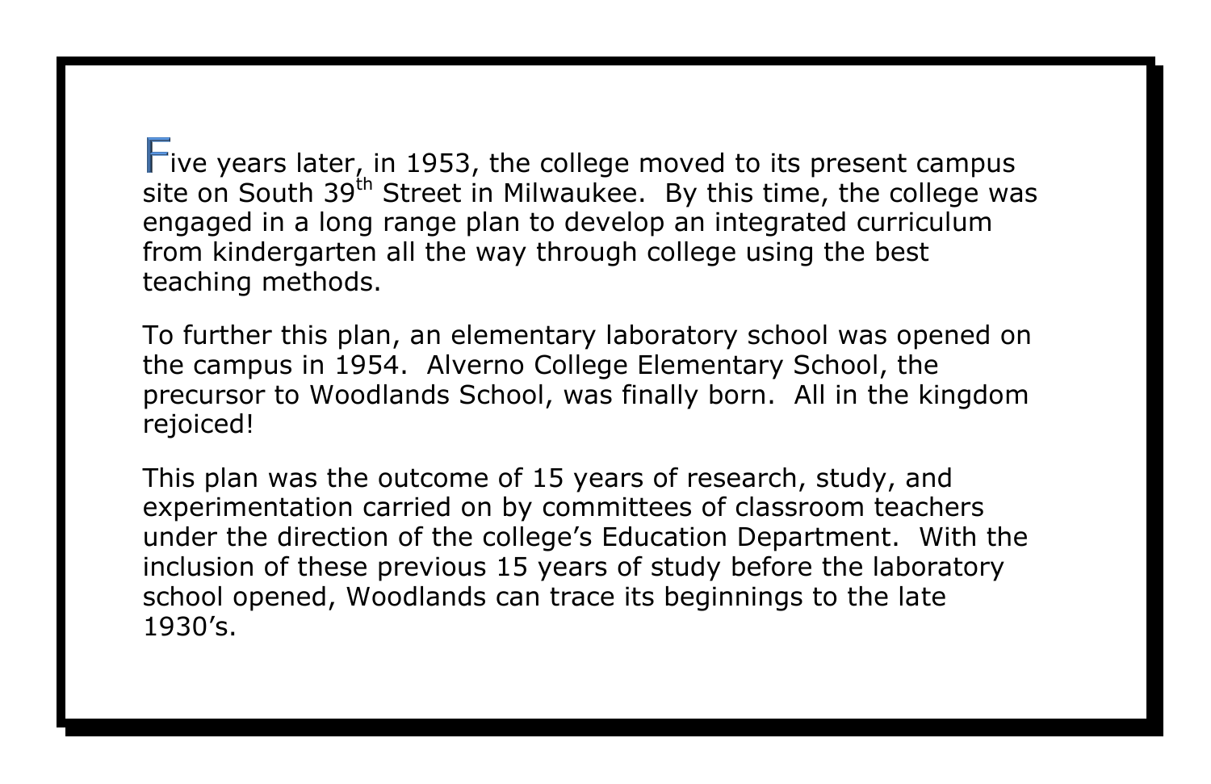Five years later, in 1953, the college moved to its present campus site on South 39th Street in Milwaukee.  By this time, the college was engaged in a long range plan to develop an integrated curriculum from kindergarten all the way through college using the best teaching methods.

To further this plan, an elementary laboratory school was opened on the campus in 1954.  Alverno College Elementary School, the precursor to Woodlands School, was finally born.  All in the kingdom rejoiced!

This plan was the outcome of 15 years of research, study, and experimentation carried on by committees of classroom teachers under the direction of the college's Education Department.  With the inclusion of these previous 15 years of study before the laboratory school opened, Woodlands can trace its beginnings to the late 1930's.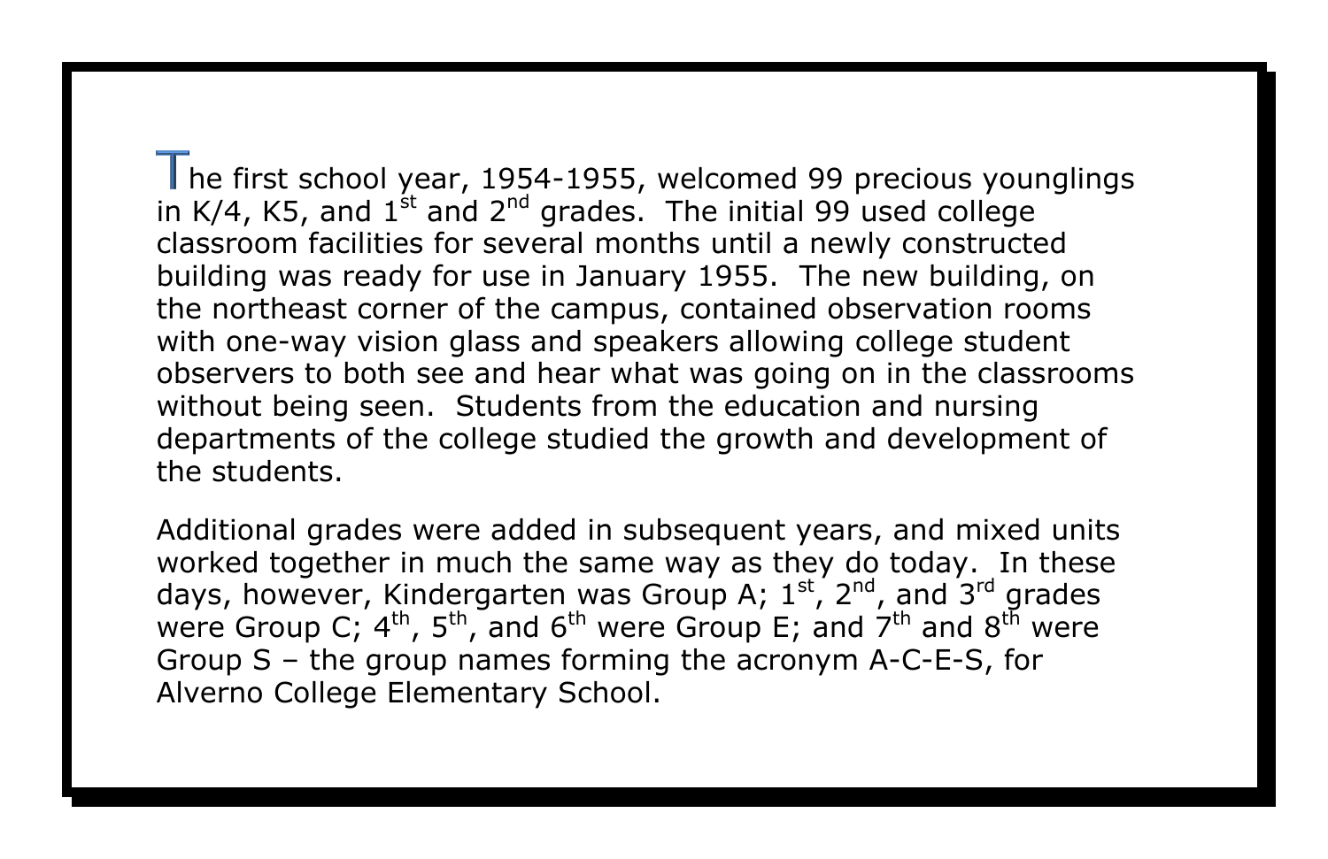The first school year, 1954-1955, welcomed 99 precious younglings in K/4, K5, and 1st and 2nd grades. The initial 99 used college classroom facilities for several months until a newly constructed building was ready for use in January 1955. The new building, on the northeast corner of the campus, contained observation rooms with one-way vision glass and speakers allowing college student observers to both see and hear what was going on in the classrooms without being seen. Students from the education and nursing departments of the college studied the growth and development of the students.

Additional grades were added in subsequent years, and mixed units worked together in much the same way as they do today. In these days, however, Kindergarten was Group A; 1st, 2nd, and 3rd grades were Group C; 4th, 5th, and 6th were Group E; and 7th and 8th were Group S – the group names forming the acronym A-C-E-S, for Alverno College Elementary School.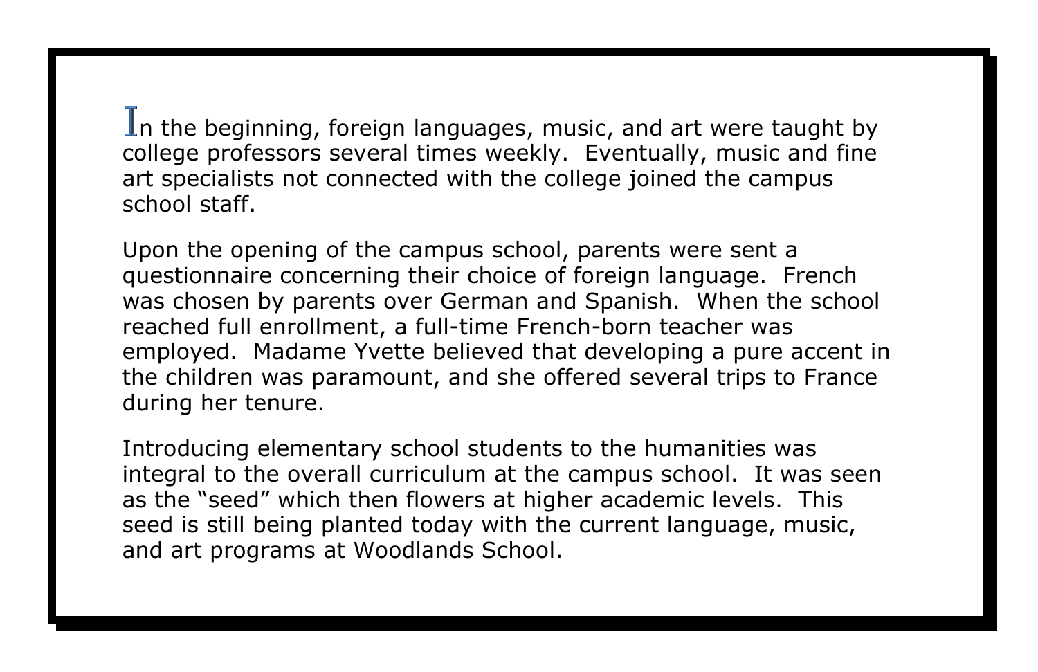In the beginning, foreign languages, music, and art were taught by college professors several times weekly. Eventually, music and fine art specialists not connected with the college joined the campus school staff.

Upon the opening of the campus school, parents were sent a questionnaire concerning their choice of foreign language. French was chosen by parents over German and Spanish. When the school reached full enrollment, a full-time French-born teacher was employed. Madame Yvette believed that developing a pure accent in the children was paramount, and she offered several trips to France during her tenure.

Introducing elementary school students to the humanities was integral to the overall curriculum at the campus school. It was seen as the “seed” which then flowers at higher academic levels. This seed is still being planted today with the current language, music, and art programs at Woodlands School.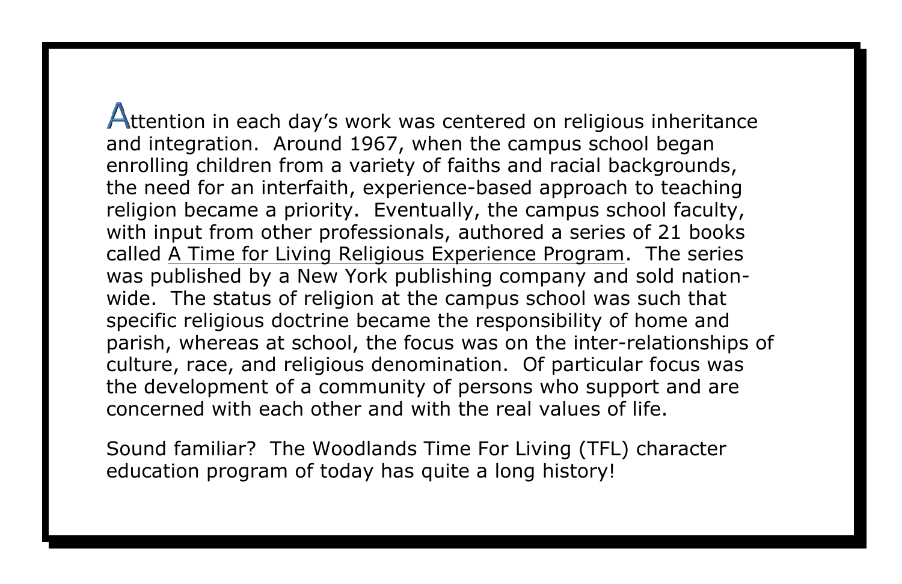Attention in each day's work was centered on religious inheritance and integration. Around 1967, when the campus school began enrolling children from a variety of faiths and racial backgrounds, the need for an interfaith, experience-based approach to teaching religion became a priority. Eventually, the campus school faculty, with input from other professionals, authored a series of 21 books called <u>A Time for Living Religious Experience Program</u>. The series was published by a New York publishing company and sold nation-wide. The status of religion at the campus school was such that specific religious doctrine became the responsibility of home and parish, whereas at school, the focus was on the inter-relationships of culture, race, and religious denomination. Of particular focus was the development of a community of persons who support and are concerned with each other and with the real values of life.

Sound familiar? The Woodlands Time For Living (TFL) character education program of today has quite a long history!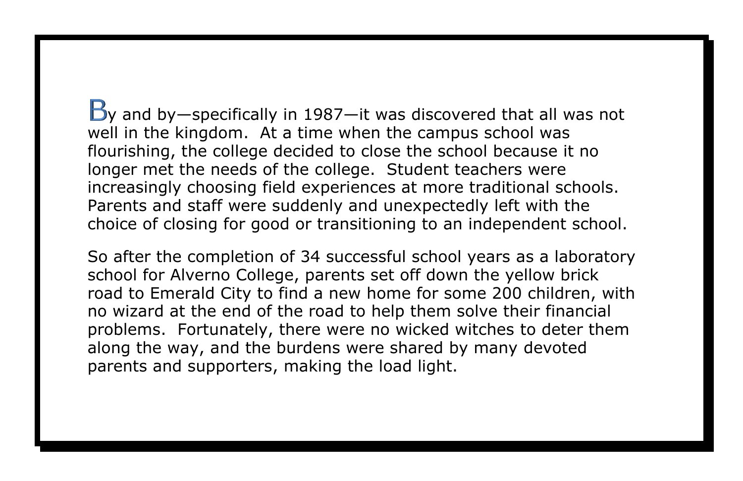By and by—specifically in 1987—it was discovered that all was not well in the kingdom.  At a time when the campus school was flourishing, the college decided to close the school because it no longer met the needs of the college.  Student teachers were increasingly choosing field experiences at more traditional schools.  Parents and staff were suddenly and unexpectedly left with the choice of closing for good or transitioning to an independent school.

So after the completion of 34 successful school years as a laboratory school for Alverno College, parents set off down the yellow brick road to Emerald City to find a new home for some 200 children, with no wizard at the end of the road to help them solve their financial problems.  Fortunately, there were no wicked witches to deter them along the way, and the burdens were shared by many devoted parents and supporters, making the load light.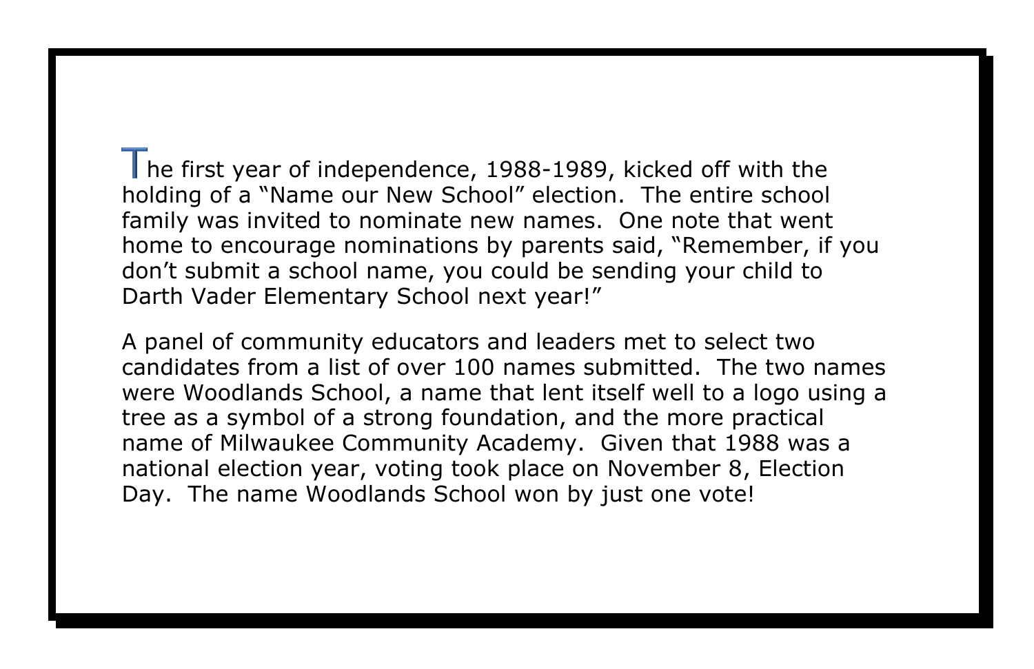The first year of independence, 1988-1989, kicked off with the holding of a "Name our New School" election. The entire school family was invited to nominate new names. One note that went home to encourage nominations by parents said, "Remember, if you don't submit a school name, you could be sending your child to Darth Vader Elementary School next year!"

A panel of community educators and leaders met to select two candidates from a list of over 100 names submitted. The two names were Woodlands School, a name that lent itself well to a logo using a tree as a symbol of a strong foundation, and the more practical name of Milwaukee Community Academy. Given that 1988 was a national election year, voting took place on November 8, Election Day. The name Woodlands School won by just one vote!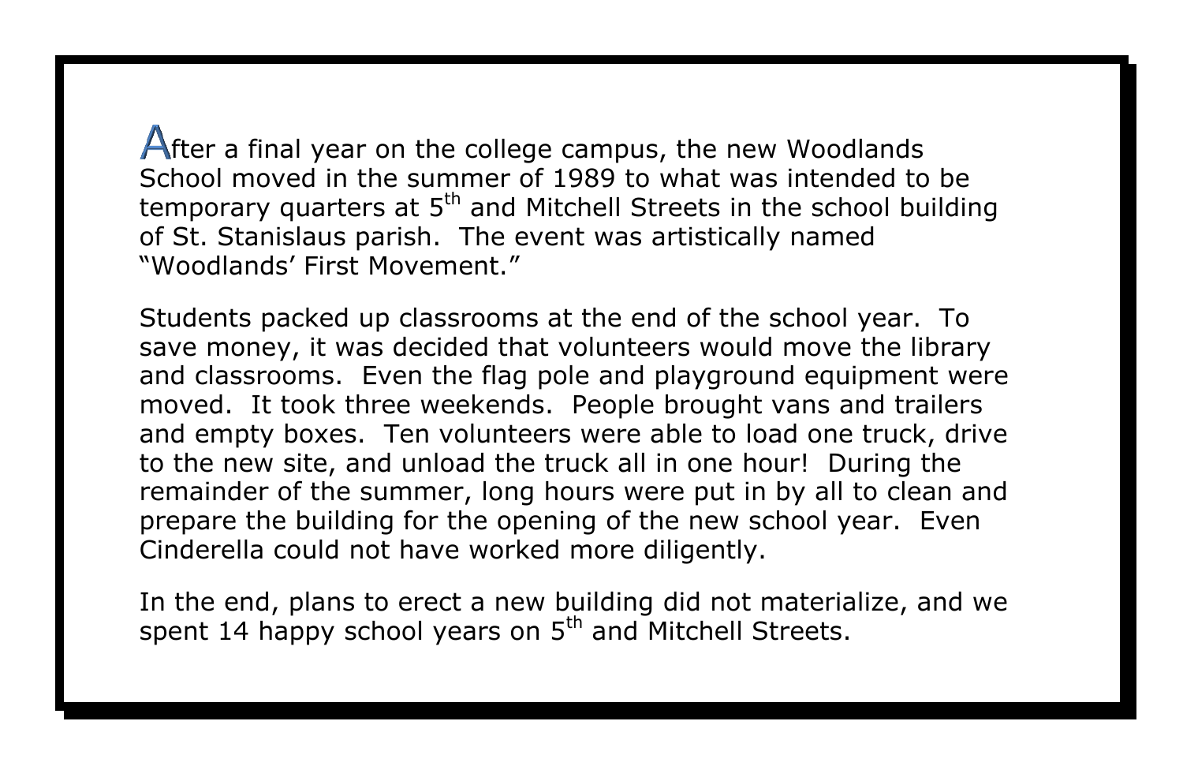After a final year on the college campus, the new Woodlands School moved in the summer of 1989 to what was intended to be temporary quarters at 5th and Mitchell Streets in the school building of St. Stanislaus parish. The event was artistically named "Woodlands' First Movement."

Students packed up classrooms at the end of the school year. To save money, it was decided that volunteers would move the library and classrooms. Even the flag pole and playground equipment were moved. It took three weekends. People brought vans and trailers and empty boxes. Ten volunteers were able to load one truck, drive to the new site, and unload the truck all in one hour! During the remainder of the summer, long hours were put in by all to clean and prepare the building for the opening of the new school year. Even Cinderella could not have worked more diligently.

In the end, plans to erect a new building did not materialize, and we spent 14 happy school years on 5th and Mitchell Streets.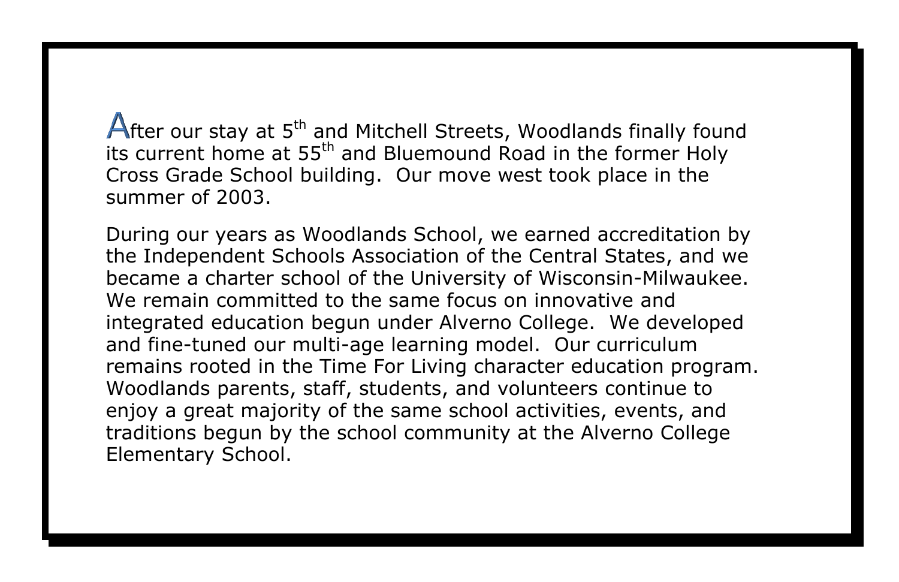After our stay at 5th and Mitchell Streets, Woodlands finally found its current home at 55th and Bluemound Road in the former Holy Cross Grade School building. Our move west took place in the summer of 2003.

During our years as Woodlands School, we earned accreditation by the Independent Schools Association of the Central States, and we became a charter school of the University of Wisconsin-Milwaukee. We remain committed to the same focus on innovative and integrated education begun under Alverno College. We developed and fine-tuned our multi-age learning model. Our curriculum remains rooted in the Time For Living character education program. Woodlands parents, staff, students, and volunteers continue to enjoy a great majority of the same school activities, events, and traditions begun by the school community at the Alverno College Elementary School.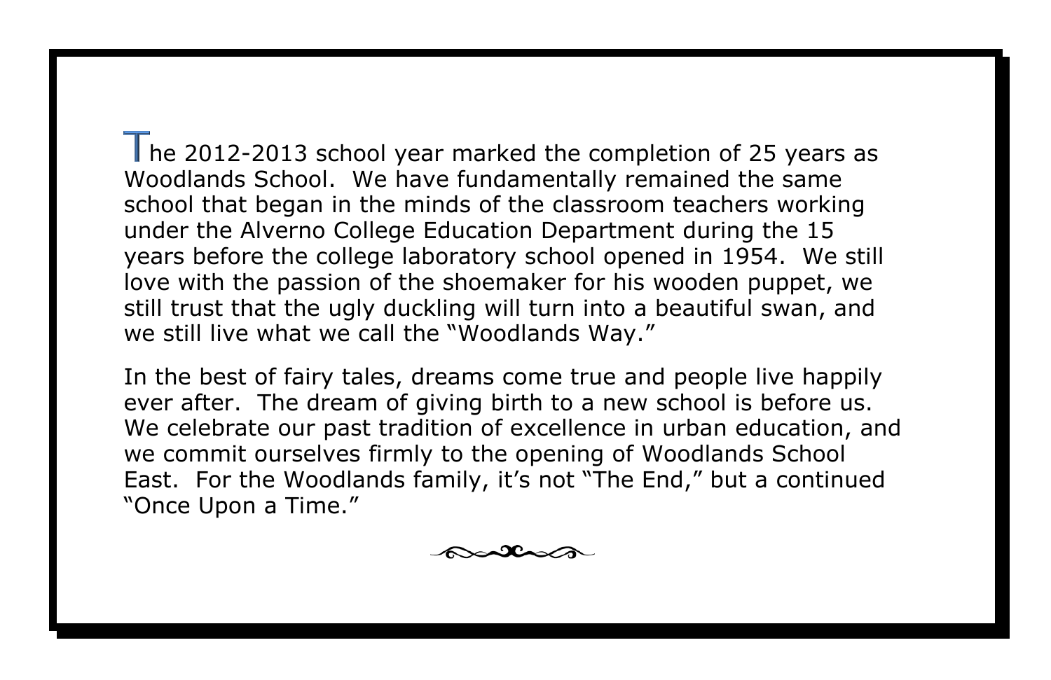The 2012-2013 school year marked the completion of 25 years as Woodlands School. We have fundamentally remained the same school that began in the minds of the classroom teachers working under the Alverno College Education Department during the 15 years before the college laboratory school opened in 1954. We still love with the passion of the shoemaker for his wooden puppet, we still trust that the ugly duckling will turn into a beautiful swan, and we still live what we call the "Woodlands Way."

In the best of fairy tales, dreams come true and people live happily ever after. The dream of giving birth to a new school is before us. We celebrate our past tradition of excellence in urban education, and we commit ourselves firmly to the opening of Woodlands School East. For the Woodlands family, it's not "The End," but a continued "Once Upon a Time."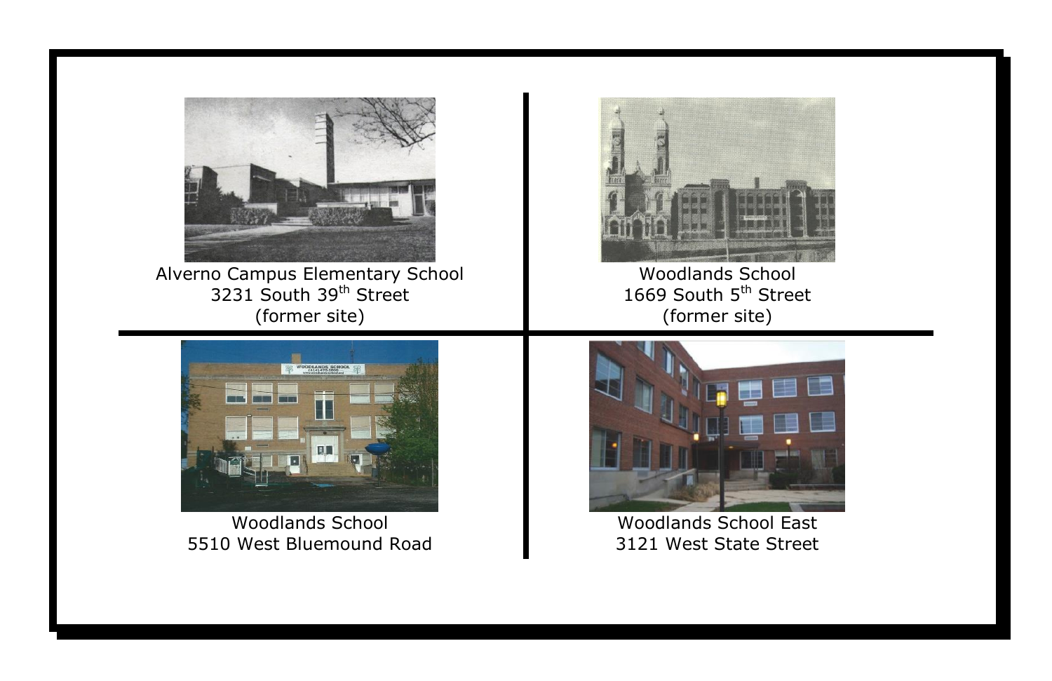Alverno Campus Elementary School
3231 South 39th Street
(former site)

Woodlands School
1669 South 5th Street
(former site)

Woodlands School
5510 West Bluemound Road

Woodlands School East
3121 West State Street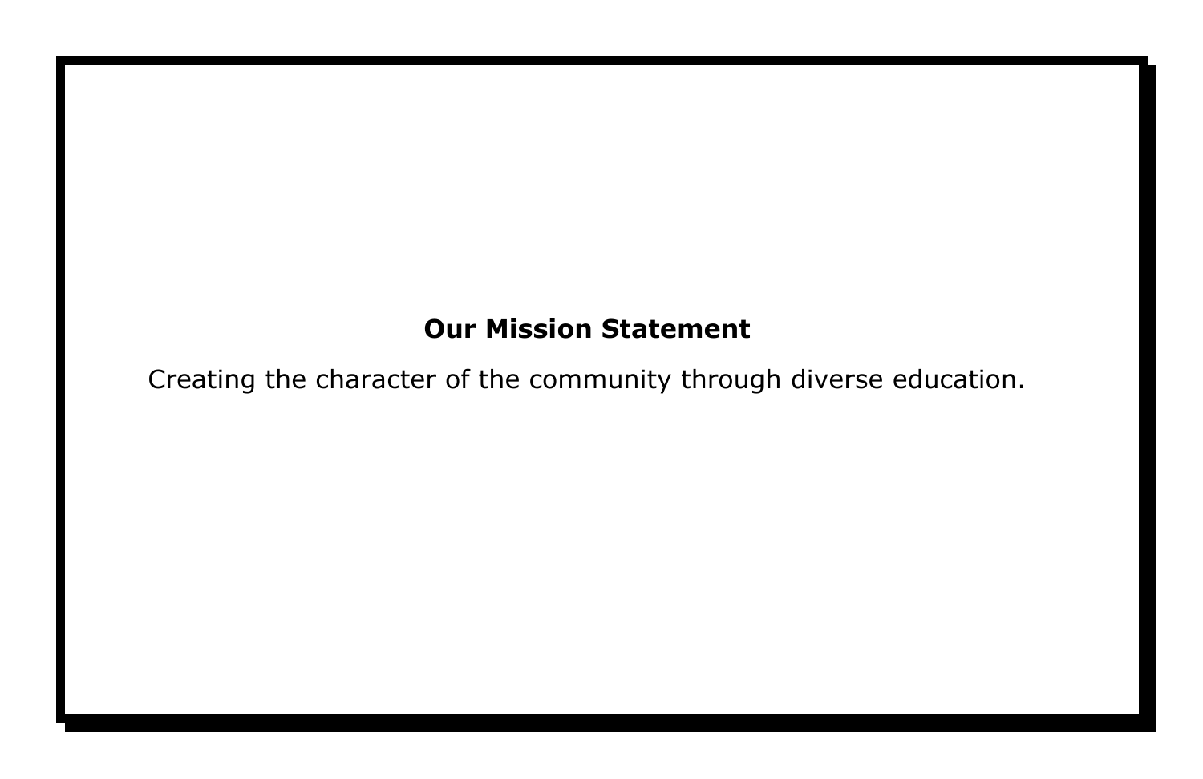**Our Mission Statement**

Creating the character of the community through diverse education.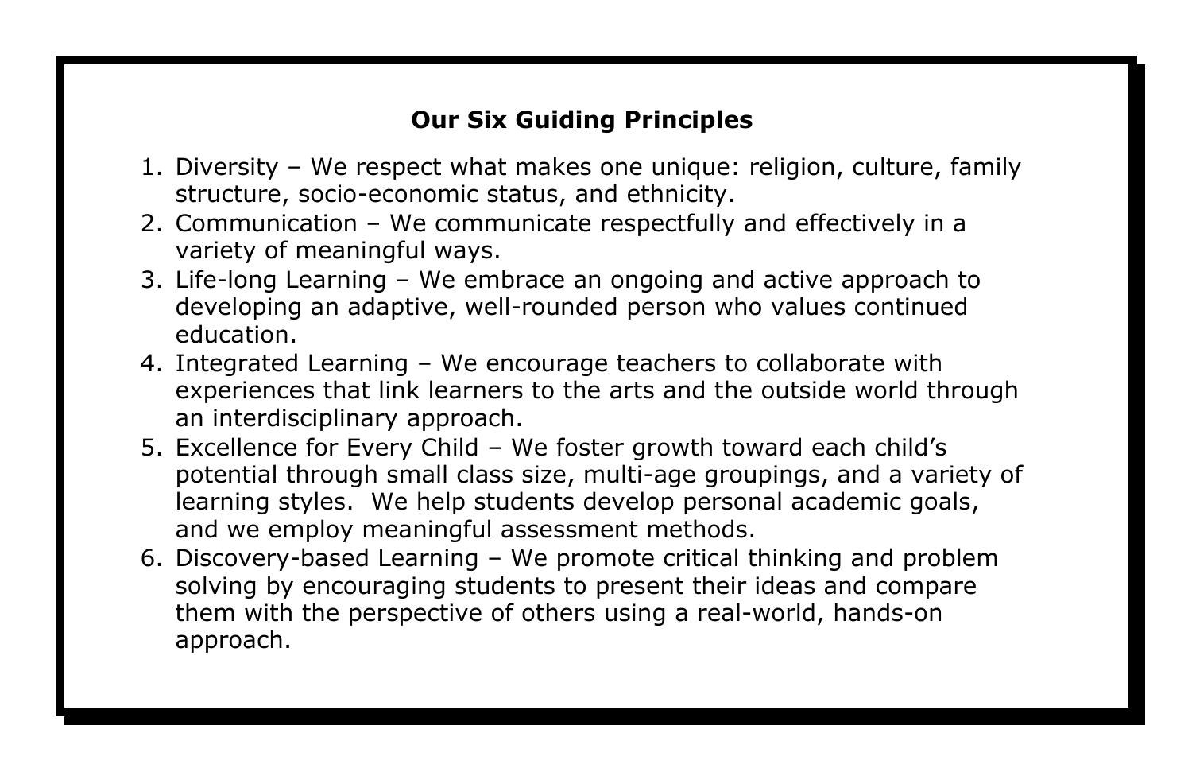**Our Six Guiding Principles**

1. Diversity – We respect what makes one unique: religion, culture, family structure, socio-economic status, and ethnicity.
2. Communication – We communicate respectfully and effectively in a variety of meaningful ways.
3. Life-long Learning – We embrace an ongoing and active approach to developing an adaptive, well-rounded person who values continued education.
4. Integrated Learning – We encourage teachers to collaborate with experiences that link learners to the arts and the outside world through an interdisciplinary approach.
5. Excellence for Every Child – We foster growth toward each child's potential through small class size, multi-age groupings, and a variety of learning styles. We help students develop personal academic goals, and we employ meaningful assessment methods.
6. Discovery-based Learning – We promote critical thinking and problem solving by encouraging students to present their ideas and compare them with the perspective of others using a real-world, hands-on approach.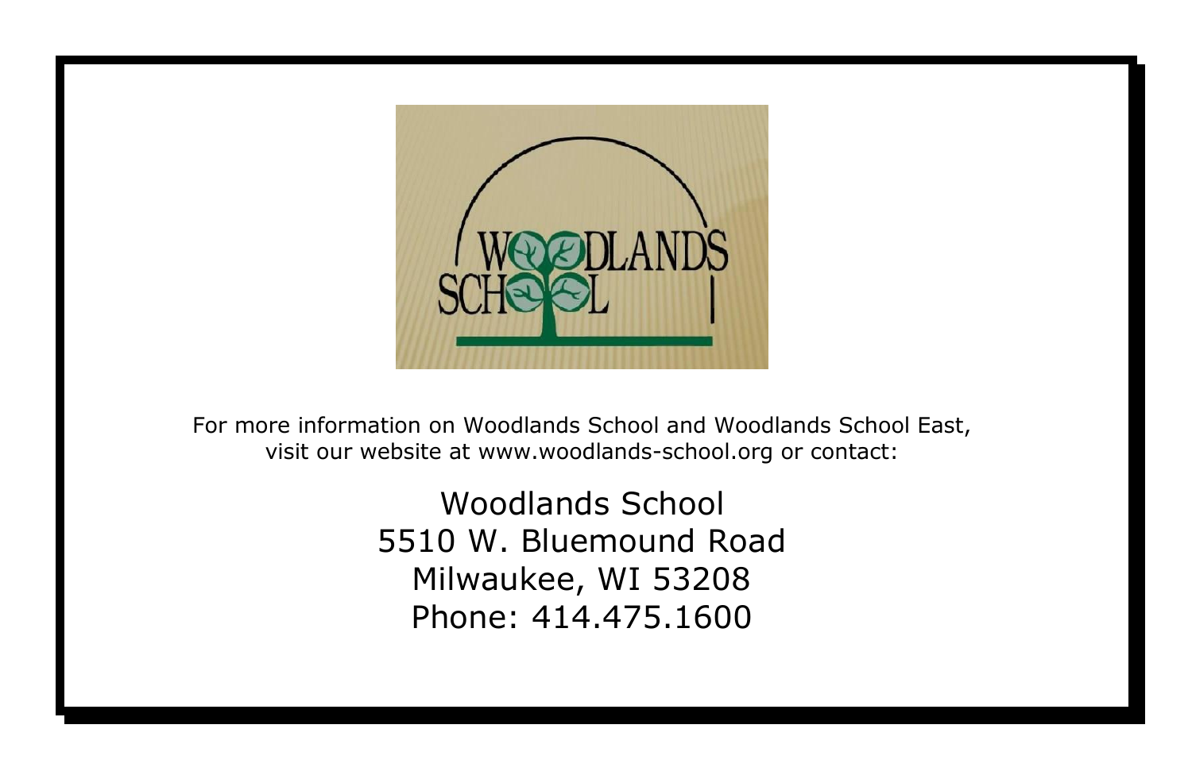For more information on Woodlands School and Woodlands School East, visit our website at www.woodlands-school.org or contact:

Woodlands School
5510 W. Bluemound Road
Milwaukee, WI 53208
Phone: 414.475.1600